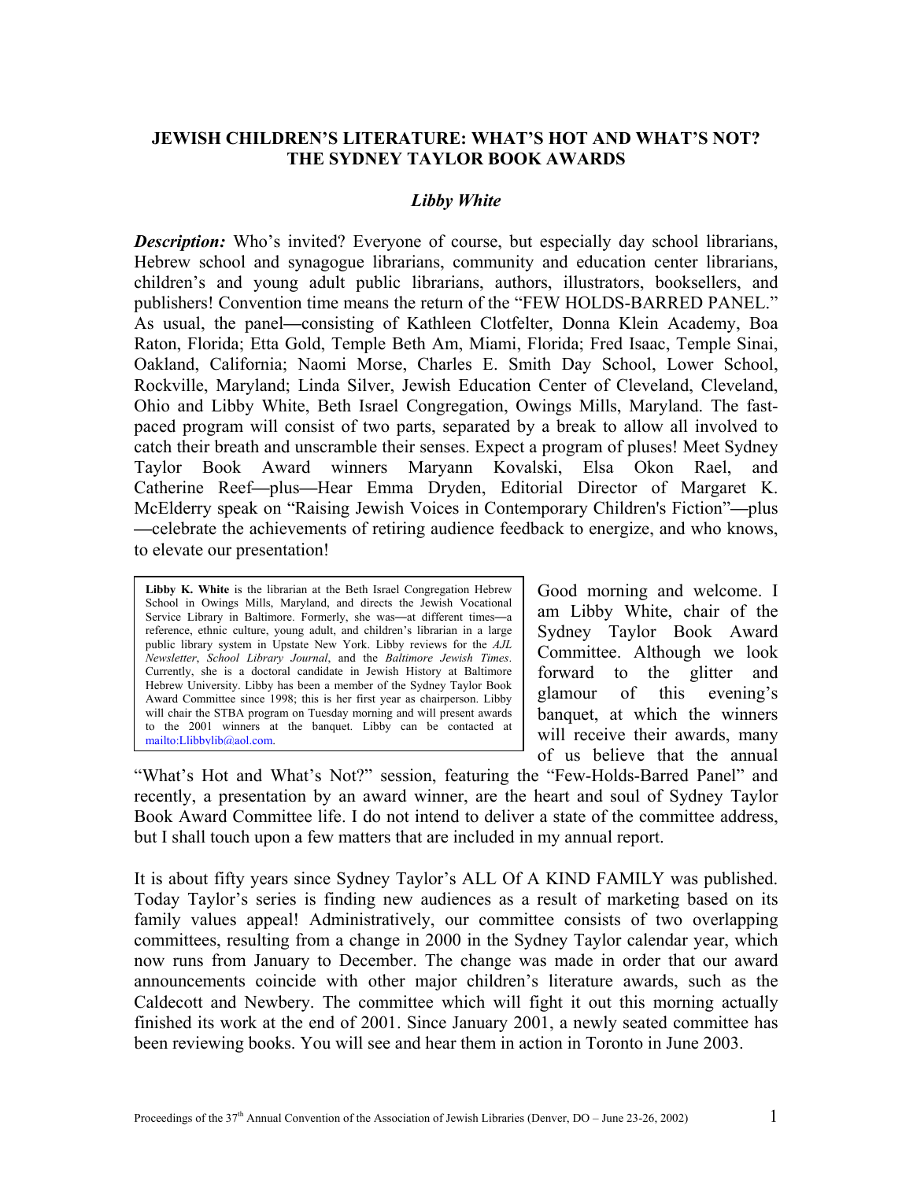# JEWISH CHILDREN'S LITERATURE: WHAT'S HOT AND WHAT'S NOT? THE SYDNEY TAYLOR BOOK AWARDS

### *Libby White*

***Description:*** Who's invited? Everyone of course, but especially day school librarians, Hebrew school and synagogue librarians, community and education center librarians, children's and young adult public librarians, authors, illustrators, booksellers, and publishers! Convention time means the return of the "FEW HOLDS-BARRED PANEL." As usual, the panel—consisting of Kathleen Clotfelter, Donna Klein Academy, Boa Raton, Florida; Etta Gold, Temple Beth Am, Miami, Florida; Fred Isaac, Temple Sinai, Oakland, California; Naomi Morse, Charles E. Smith Day School, Lower School, Rockville, Maryland; Linda Silver, Jewish Education Center of Cleveland, Cleveland, Ohio and Libby White, Beth Israel Congregation, Owings Mills, Maryland. The fast-paced program will consist of two parts, separated by a break to allow all involved to catch their breath and unscramble their senses. Expect a program of pluses! Meet Sydney Taylor Book Award winners Maryann Kovalski, Elsa Okon Rael, and Catherine Reef—plus—Hear Emma Dryden, Editorial Director of Margaret K. McElderry speak on "Raising Jewish Voices in Contemporary Children's Fiction"—plus—celebrate the achievements of retiring audience feedback to energize, and who knows, to elevate our presentation!

> **Libby K. White** is the librarian at the Beth Israel Congregation Hebrew School in Owings Mills, Maryland, and directs the Jewish Vocational Service Library in Baltimore. Formerly, she was—at different times—a reference, ethnic culture, young adult, and children's librarian in a large public library system in Upstate New York. Libby reviews for the *AJL Newsletter*, *School Library Journal*, and the *Baltimore Jewish Times*. Currently, she is a doctoral candidate in Jewish History at Baltimore Hebrew University. Libby has been a member of the Sydney Taylor Book Award Committee since 1998; this is her first year as chairperson. Libby will chair the STBA program on Tuesday morning and will present awards to the 2001 winners at the banquet. Libby can be contacted at mailto:Llibbylib@aol.com.

Good morning and welcome. I am Libby White, chair of the Sydney Taylor Book Award Committee. Although we look forward to the glitter and glamour of this evening's banquet, at which the winners will receive their awards, many of us believe that the annual "What's Hot and What's Not?" session, featuring the "Few-Holds-Barred Panel" and recently, a presentation by an award winner, are the heart and soul of Sydney Taylor Book Award Committee life. I do not intend to deliver a state of the committee address, but I shall touch upon a few matters that are included in my annual report.

It is about fifty years since Sydney Taylor's ALL Of A KIND FAMILY was published. Today Taylor's series is finding new audiences as a result of marketing based on its family values appeal! Administratively, our committee consists of two overlapping committees, resulting from a change in 2000 in the Sydney Taylor calendar year, which now runs from January to December. The change was made in order that our award announcements coincide with other major children's literature awards, such as the Caldecott and Newbery. The committee which will fight it out this morning actually finished its work at the end of 2001. Since January 2001, a newly seated committee has been reviewing books. You will see and hear them in action in Toronto in June 2003.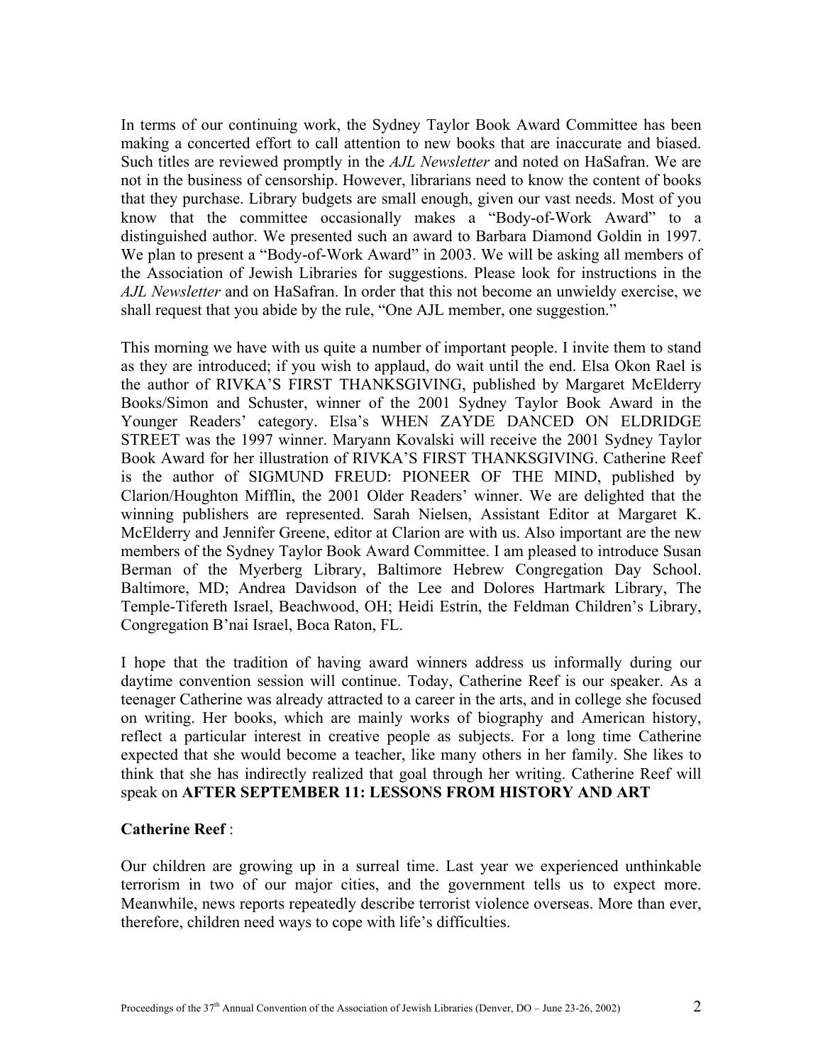In terms of our continuing work, the Sydney Taylor Book Award Committee has been making a concerted effort to call attention to new books that are inaccurate and biased. Such titles are reviewed promptly in the *AJL Newsletter* and noted on HaSafran. We are not in the business of censorship. However, librarians need to know the content of books that they purchase. Library budgets are small enough, given our vast needs. Most of you know that the committee occasionally makes a "Body-of-Work Award" to a distinguished author. We presented such an award to Barbara Diamond Goldin in 1997. We plan to present a "Body-of-Work Award" in 2003. We will be asking all members of the Association of Jewish Libraries for suggestions. Please look for instructions in the *AJL Newsletter* and on HaSafran. In order that this not become an unwieldy exercise, we shall request that you abide by the rule, "One AJL member, one suggestion."

This morning we have with us quite a number of important people. I invite them to stand as they are introduced; if you wish to applaud, do wait until the end. Elsa Okon Rael is the author of RIVKA'S FIRST THANKSGIVING, published by Margaret McElderry Books/Simon and Schuster, winner of the 2001 Sydney Taylor Book Award in the Younger Readers' category. Elsa's WHEN ZAYDE DANCED ON ELDRIDGE STREET was the 1997 winner. Maryann Kovalski will receive the 2001 Sydney Taylor Book Award for her illustration of RIVKA'S FIRST THANKSGIVING. Catherine Reef is the author of SIGMUND FREUD: PIONEER OF THE MIND, published by Clarion/Houghton Mifflin, the 2001 Older Readers' winner. We are delighted that the winning publishers are represented. Sarah Nielsen, Assistant Editor at Margaret K. McElderry and Jennifer Greene, editor at Clarion are with us. Also important are the new members of the Sydney Taylor Book Award Committee. I am pleased to introduce Susan Berman of the Myerberg Library, Baltimore Hebrew Congregation Day School. Baltimore, MD; Andrea Davidson of the Lee and Dolores Hartmark Library, The Temple-Tifereth Israel, Beachwood, OH; Heidi Estrin, the Feldman Children's Library, Congregation B'nai Israel, Boca Raton, FL.

I hope that the tradition of having award winners address us informally during our daytime convention session will continue. Today, Catherine Reef is our speaker. As a teenager Catherine was already attracted to a career in the arts, and in college she focused on writing. Her books, which are mainly works of biography and American history, reflect a particular interest in creative people as subjects. For a long time Catherine expected that she would become a teacher, like many others in her family. She likes to think that she has indirectly realized that goal through her writing. Catherine Reef will speak on **AFTER SEPTEMBER 11: LESSONS FROM HISTORY AND ART**

**Catherine Reef** :

Our children are growing up in a surreal time. Last year we experienced unthinkable terrorism in two of our major cities, and the government tells us to expect more. Meanwhile, news reports repeatedly describe terrorist violence overseas. More than ever, therefore, children need ways to cope with life's difficulties.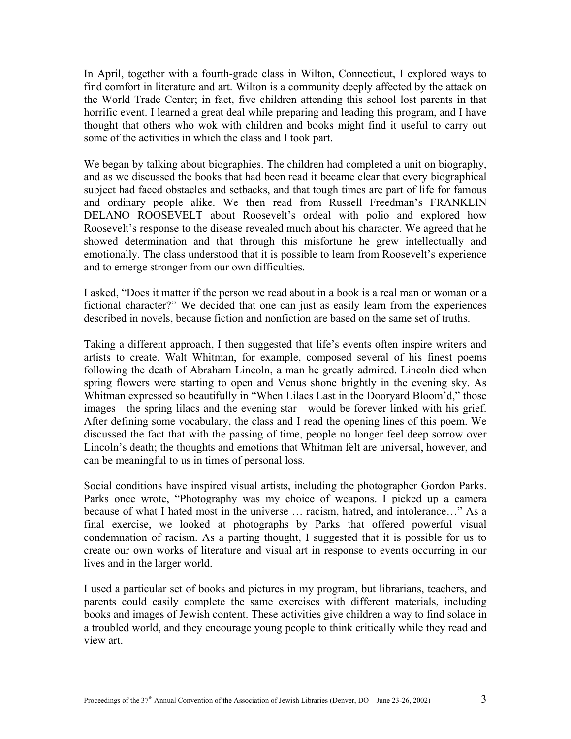In April, together with a fourth-grade class in Wilton, Connecticut, I explored ways to find comfort in literature and art. Wilton is a community deeply affected by the attack on the World Trade Center; in fact, five children attending this school lost parents in that horrific event. I learned a great deal while preparing and leading this program, and I have thought that others who wok with children and books might find it useful to carry out some of the activities in which the class and I took part.

We began by talking about biographies. The children had completed a unit on biography, and as we discussed the books that had been read it became clear that every biographical subject had faced obstacles and setbacks, and that tough times are part of life for famous and ordinary people alike. We then read from Russell Freedman's FRANKLIN DELANO ROOSEVELT about Roosevelt's ordeal with polio and explored how Roosevelt's response to the disease revealed much about his character. We agreed that he showed determination and that through this misfortune he grew intellectually and emotionally. The class understood that it is possible to learn from Roosevelt's experience and to emerge stronger from our own difficulties.

I asked, "Does it matter if the person we read about in a book is a real man or woman or a fictional character?" We decided that one can just as easily learn from the experiences described in novels, because fiction and nonfiction are based on the same set of truths.

Taking a different approach, I then suggested that life's events often inspire writers and artists to create. Walt Whitman, for example, composed several of his finest poems following the death of Abraham Lincoln, a man he greatly admired. Lincoln died when spring flowers were starting to open and Venus shone brightly in the evening sky. As Whitman expressed so beautifully in "When Lilacs Last in the Dooryard Bloom'd," those images—the spring lilacs and the evening star—would be forever linked with his grief. After defining some vocabulary, the class and I read the opening lines of this poem. We discussed the fact that with the passing of time, people no longer feel deep sorrow over Lincoln's death; the thoughts and emotions that Whitman felt are universal, however, and can be meaningful to us in times of personal loss.

Social conditions have inspired visual artists, including the photographer Gordon Parks. Parks once wrote, "Photography was my choice of weapons. I picked up a camera because of what I hated most in the universe … racism, hatred, and intolerance…" As a final exercise, we looked at photographs by Parks that offered powerful visual condemnation of racism. As a parting thought, I suggested that it is possible for us to create our own works of literature and visual art in response to events occurring in our lives and in the larger world.

I used a particular set of books and pictures in my program, but librarians, teachers, and parents could easily complete the same exercises with different materials, including books and images of Jewish content. These activities give children a way to find solace in a troubled world, and they encourage young people to think critically while they read and view art.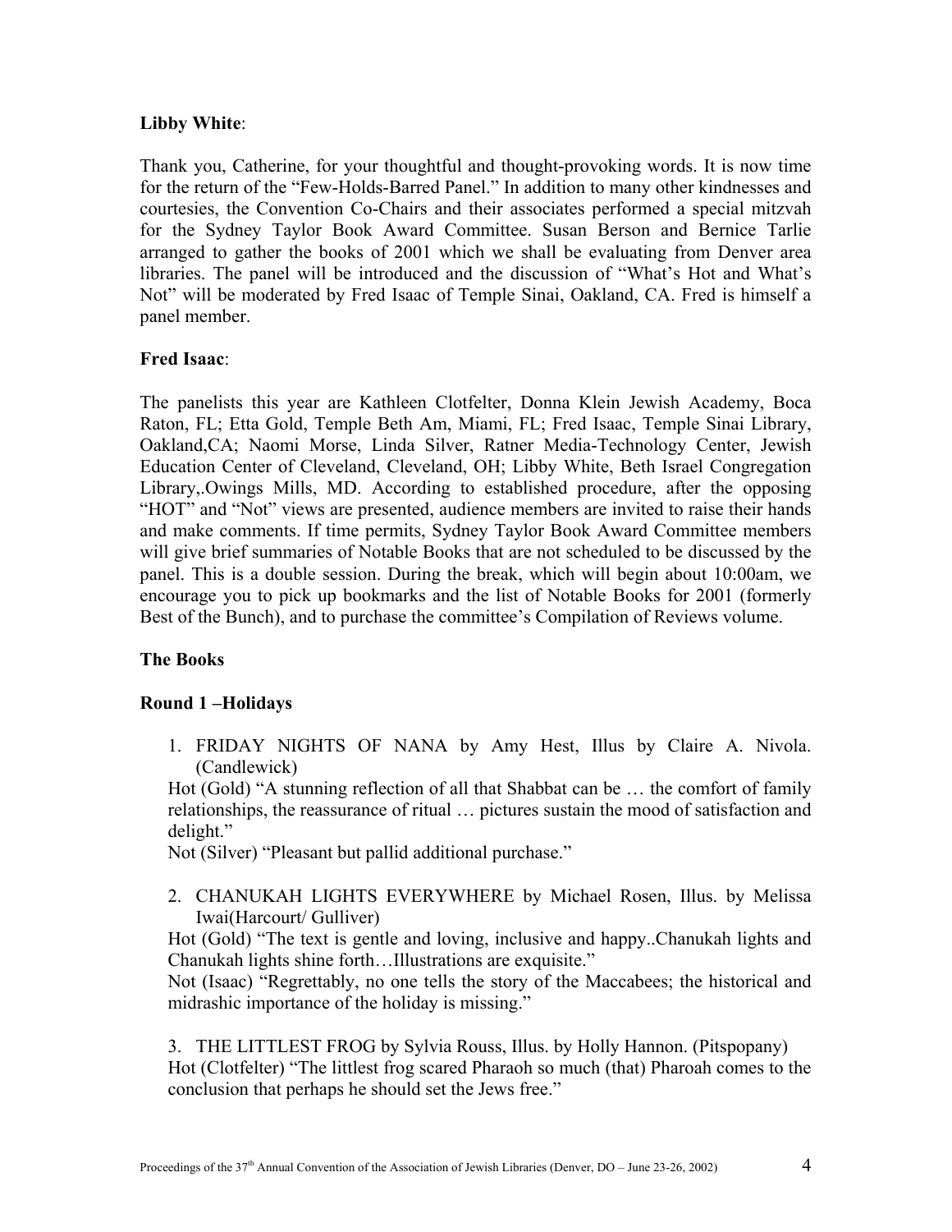**Libby White**:

Thank you, Catherine, for your thoughtful and thought-provoking words. It is now time for the return of the "Few-Holds-Barred Panel." In addition to many other kindnesses and courtesies, the Convention Co-Chairs and their associates performed a special mitzvah for the Sydney Taylor Book Award Committee. Susan Berson and Bernice Tarlie arranged to gather the books of 2001 which we shall be evaluating from Denver area libraries. The panel will be introduced and the discussion of "What's Hot and What's Not" will be moderated by Fred Isaac of Temple Sinai, Oakland, CA. Fred is himself a panel member.

**Fred Isaac**:

The panelists this year are Kathleen Clotfelter, Donna Klein Jewish Academy, Boca Raton, FL; Etta Gold, Temple Beth Am, Miami, FL; Fred Isaac, Temple Sinai Library, Oakland,CA; Naomi Morse, Linda Silver, Ratner Media-Technology Center, Jewish Education Center of Cleveland, Cleveland, OH; Libby White, Beth Israel Congregation Library,.Owings Mills, MD. According to established procedure, after the opposing "HOT" and "Not" views are presented, audience members are invited to raise their hands and make comments. If time permits, Sydney Taylor Book Award Committee members will give brief summaries of Notable Books that are not scheduled to be discussed by the panel. This is a double session. During the break, which will begin about 10:00am, we encourage you to pick up bookmarks and the list of Notable Books for 2001 (formerly Best of the Bunch), and to purchase the committee's Compilation of Reviews volume.

**The Books**

**Round 1 –Holidays**

1. FRIDAY NIGHTS OF NANA by Amy Hest, Illus by Claire A. Nivola. (Candlewick)

Hot (Gold) "A stunning reflection of all that Shabbat can be … the comfort of family relationships, the reassurance of ritual … pictures sustain the mood of satisfaction and delight."

Not (Silver) "Pleasant but pallid additional purchase."

2. CHANUKAH LIGHTS EVERYWHERE by Michael Rosen, Illus. by Melissa Iwai(Harcourt/ Gulliver)

Hot (Gold) "The text is gentle and loving, inclusive and happy..Chanukah lights and Chanukah lights shine forth…Illustrations are exquisite."

Not (Isaac) "Regrettably, no one tells the story of the Maccabees; the historical and midrashic importance of the holiday is missing."

3. THE LITTLEST FROG by Sylvia Rouss, Illus. by Holly Hannon. (Pitspopany)

Hot (Clotfelter) "The littlest frog scared Pharaoh so much (that) Pharoah comes to the conclusion that perhaps he should set the Jews free."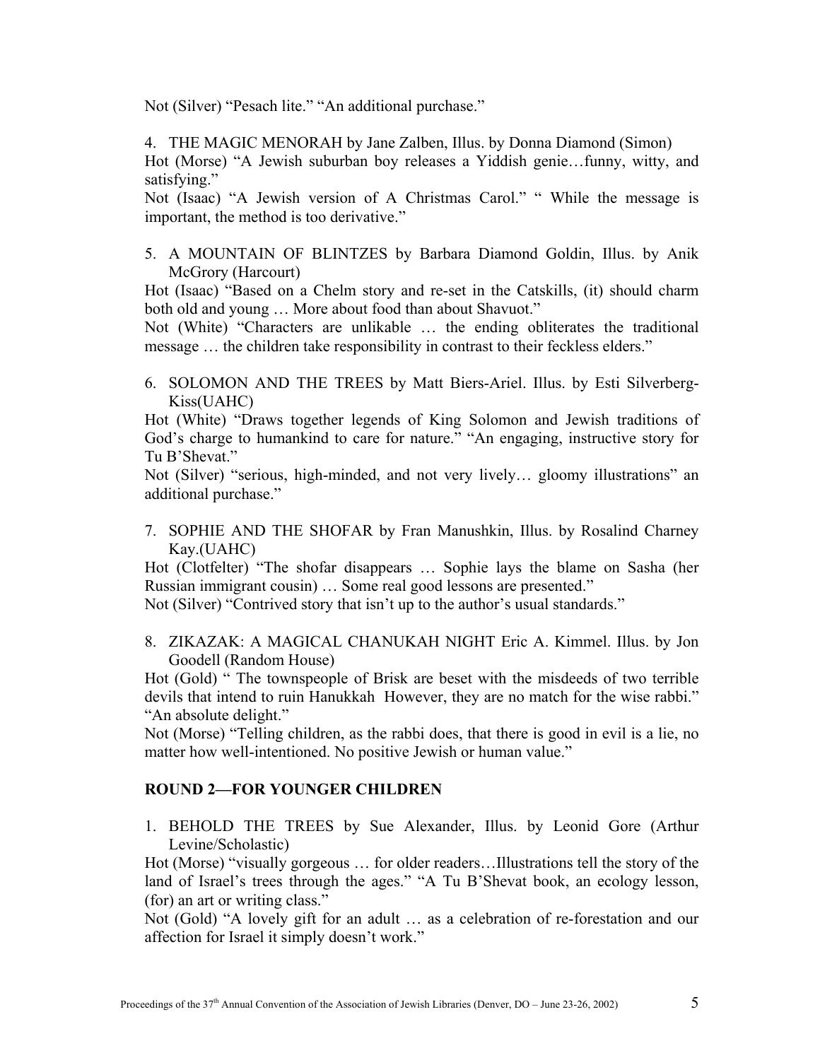Not (Silver) "Pesach lite." "An additional purchase."

4. THE MAGIC MENORAH by Jane Zalben, Illus. by Donna Diamond (Simon)

Hot (Morse) "A Jewish suburban boy releases a Yiddish genie…funny, witty, and satisfying."

Not (Isaac) "A Jewish version of A Christmas Carol." " While the message is important, the method is too derivative."

5. A MOUNTAIN OF BLINTZES by Barbara Diamond Goldin, Illus. by Anik McGrory (Harcourt)

Hot (Isaac) "Based on a Chelm story and re-set in the Catskills, (it) should charm both old and young … More about food than about Shavuot."

Not (White) "Characters are unlikable … the ending obliterates the traditional message … the children take responsibility in contrast to their feckless elders."

6. SOLOMON AND THE TREES by Matt Biers-Ariel. Illus. by Esti Silverberg-Kiss(UAHC)

Hot (White) "Draws together legends of King Solomon and Jewish traditions of God's charge to humankind to care for nature." "An engaging, instructive story for Tu B'Shevat."

Not (Silver) "serious, high-minded, and not very lively… gloomy illustrations" an additional purchase."

7. SOPHIE AND THE SHOFAR by Fran Manushkin, Illus. by Rosalind Charney Kay.(UAHC)

Hot (Clotfelter) "The shofar disappears … Sophie lays the blame on Sasha (her Russian immigrant cousin) … Some real good lessons are presented."

Not (Silver) "Contrived story that isn't up to the author's usual standards."

8. ZIKAZAK: A MAGICAL CHANUKAH NIGHT Eric A. Kimmel. Illus. by Jon Goodell (Random House)

Hot (Gold) " The townspeople of Brisk are beset with the misdeeds of two terrible devils that intend to ruin Hanukkah However, they are no match for the wise rabbi." "An absolute delight."

Not (Morse) "Telling children, as the rabbi does, that there is good in evil is a lie, no matter how well-intentioned. No positive Jewish or human value."

**ROUND 2—FOR YOUNGER CHILDREN**

1. BEHOLD THE TREES by Sue Alexander, Illus. by Leonid Gore (Arthur Levine/Scholastic)

Hot (Morse) "visually gorgeous … for older readers…Illustrations tell the story of the land of Israel's trees through the ages." "A Tu B'Shevat book, an ecology lesson, (for) an art or writing class."

Not (Gold) "A lovely gift for an adult … as a celebration of re-forestation and our affection for Israel it simply doesn't work."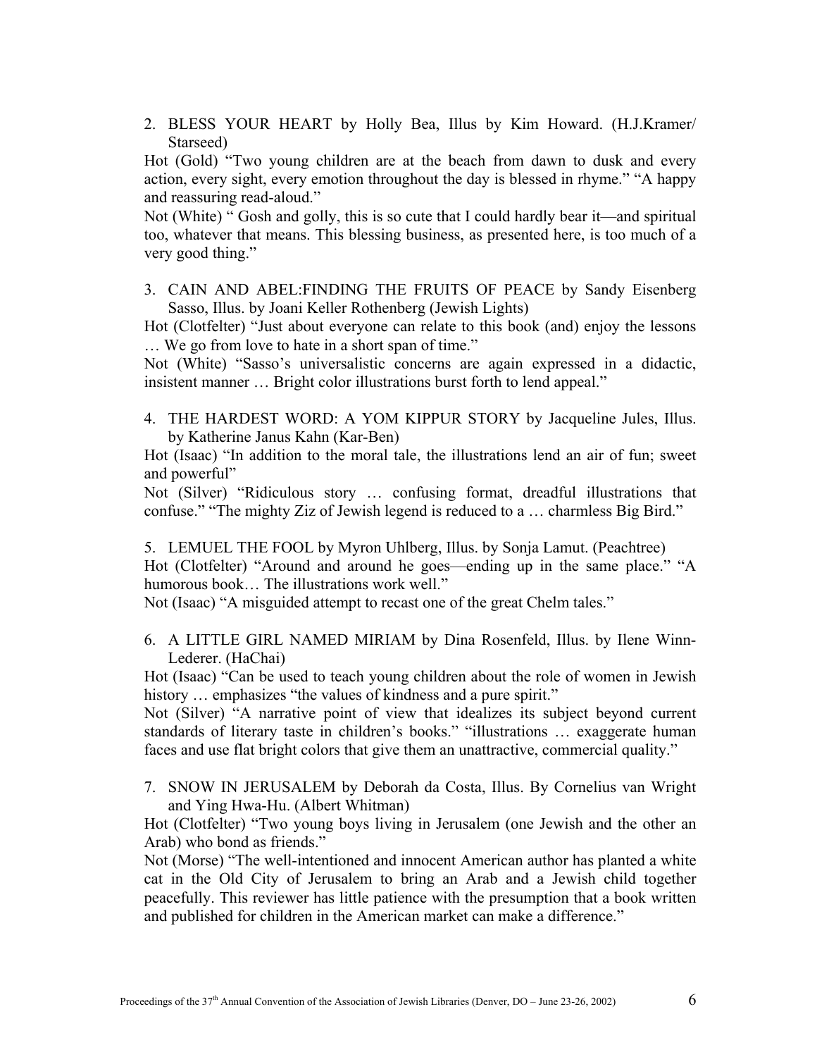2. BLESS YOUR HEART by Holly Bea, Illus by Kim Howard. (H.J.Kramer/ Starseed)

Hot (Gold) "Two young children are at the beach from dawn to dusk and every action, every sight, every emotion throughout the day is blessed in rhyme." "A happy and reassuring read-aloud."

Not (White) " Gosh and golly, this is so cute that I could hardly bear it—and spiritual too, whatever that means. This blessing business, as presented here, is too much of a very good thing."

3. CAIN AND ABEL:FINDING THE FRUITS OF PEACE by Sandy Eisenberg Sasso, Illus. by Joani Keller Rothenberg (Jewish Lights)

Hot (Clotfelter) "Just about everyone can relate to this book (and) enjoy the lessons … We go from love to hate in a short span of time."

Not (White) "Sasso's universalistic concerns are again expressed in a didactic, insistent manner … Bright color illustrations burst forth to lend appeal."

4. THE HARDEST WORD: A YOM KIPPUR STORY by Jacqueline Jules, Illus. by Katherine Janus Kahn (Kar-Ben)

Hot (Isaac) "In addition to the moral tale, the illustrations lend an air of fun; sweet and powerful"

Not (Silver) "Ridiculous story … confusing format, dreadful illustrations that confuse." "The mighty Ziz of Jewish legend is reduced to a … charmless Big Bird."

5. LEMUEL THE FOOL by Myron Uhlberg, Illus. by Sonja Lamut. (Peachtree)

Hot (Clotfelter) "Around and around he goes—ending up in the same place." "A humorous book… The illustrations work well."

Not (Isaac) "A misguided attempt to recast one of the great Chelm tales."

6. A LITTLE GIRL NAMED MIRIAM by Dina Rosenfeld, Illus. by Ilene Winn-Lederer. (HaChai)

Hot (Isaac) "Can be used to teach young children about the role of women in Jewish history … emphasizes "the values of kindness and a pure spirit."

Not (Silver) "A narrative point of view that idealizes its subject beyond current standards of literary taste in children's books." "illustrations … exaggerate human faces and use flat bright colors that give them an unattractive, commercial quality."

7. SNOW IN JERUSALEM by Deborah da Costa, Illus. By Cornelius van Wright and Ying Hwa-Hu. (Albert Whitman)

Hot (Clotfelter) "Two young boys living in Jerusalem (one Jewish and the other an Arab) who bond as friends."

Not (Morse) "The well-intentioned and innocent American author has planted a white cat in the Old City of Jerusalem to bring an Arab and a Jewish child together peacefully. This reviewer has little patience with the presumption that a book written and published for children in the American market can make a difference."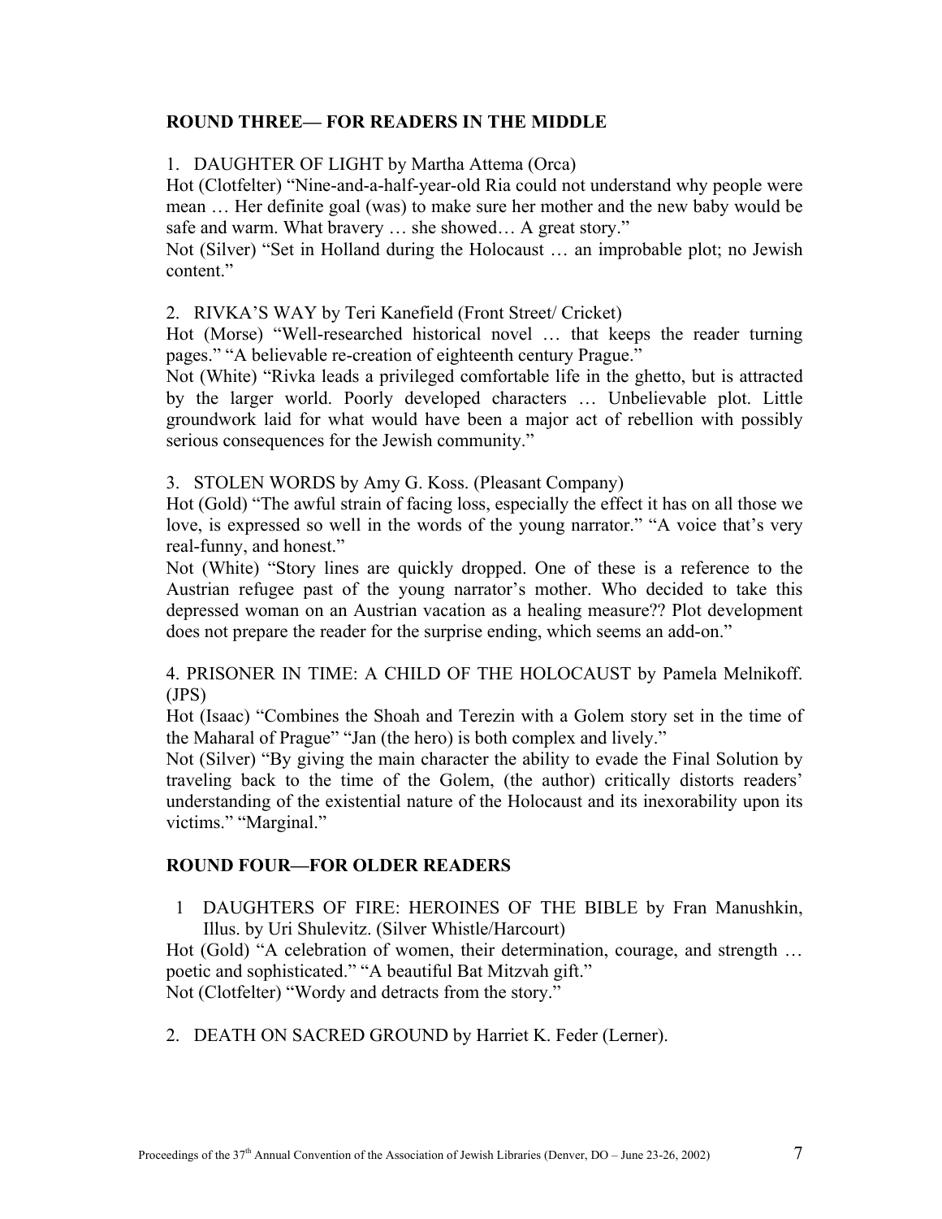**ROUND THREE— FOR READERS IN THE MIDDLE**

1. DAUGHTER OF LIGHT by Martha Attema (Orca)

Hot (Clotfelter) "Nine-and-a-half-year-old Ria could not understand why people were mean … Her definite goal (was) to make sure her mother and the new baby would be safe and warm. What bravery … she showed… A great story."

Not (Silver) "Set in Holland during the Holocaust … an improbable plot; no Jewish content."

2. RIVKA'S WAY by Teri Kanefield (Front Street/ Cricket)

Hot (Morse) "Well-researched historical novel … that keeps the reader turning pages." "A believable re-creation of eighteenth century Prague."

Not (White) "Rivka leads a privileged comfortable life in the ghetto, but is attracted by the larger world. Poorly developed characters … Unbelievable plot. Little groundwork laid for what would have been a major act of rebellion with possibly serious consequences for the Jewish community."

3. STOLEN WORDS by Amy G. Koss. (Pleasant Company)

Hot (Gold) "The awful strain of facing loss, especially the effect it has on all those we love, is expressed so well in the words of the young narrator." "A voice that's very real-funny, and honest."

Not (White) "Story lines are quickly dropped. One of these is a reference to the Austrian refugee past of the young narrator's mother. Who decided to take this depressed woman on an Austrian vacation as a healing measure?? Plot development does not prepare the reader for the surprise ending, which seems an add-on."

4. PRISONER IN TIME: A CHILD OF THE HOLOCAUST by Pamela Melnikoff. (JPS)

Hot (Isaac) "Combines the Shoah and Terezin with a Golem story set in the time of the Maharal of Prague" "Jan (the hero) is both complex and lively."

Not (Silver) "By giving the main character the ability to evade the Final Solution by traveling back to the time of the Golem, (the author) critically distorts readers' understanding of the existential nature of the Holocaust and its inexorability upon its victims." "Marginal."

**ROUND FOUR—FOR OLDER READERS**

1 DAUGHTERS OF FIRE: HEROINES OF THE BIBLE by Fran Manushkin, Illus. by Uri Shulevitz. (Silver Whistle/Harcourt)

Hot (Gold) "A celebration of women, their determination, courage, and strength … poetic and sophisticated." "A beautiful Bat Mitzvah gift."

Not (Clotfelter) "Wordy and detracts from the story."

2. DEATH ON SACRED GROUND by Harriet K. Feder (Lerner).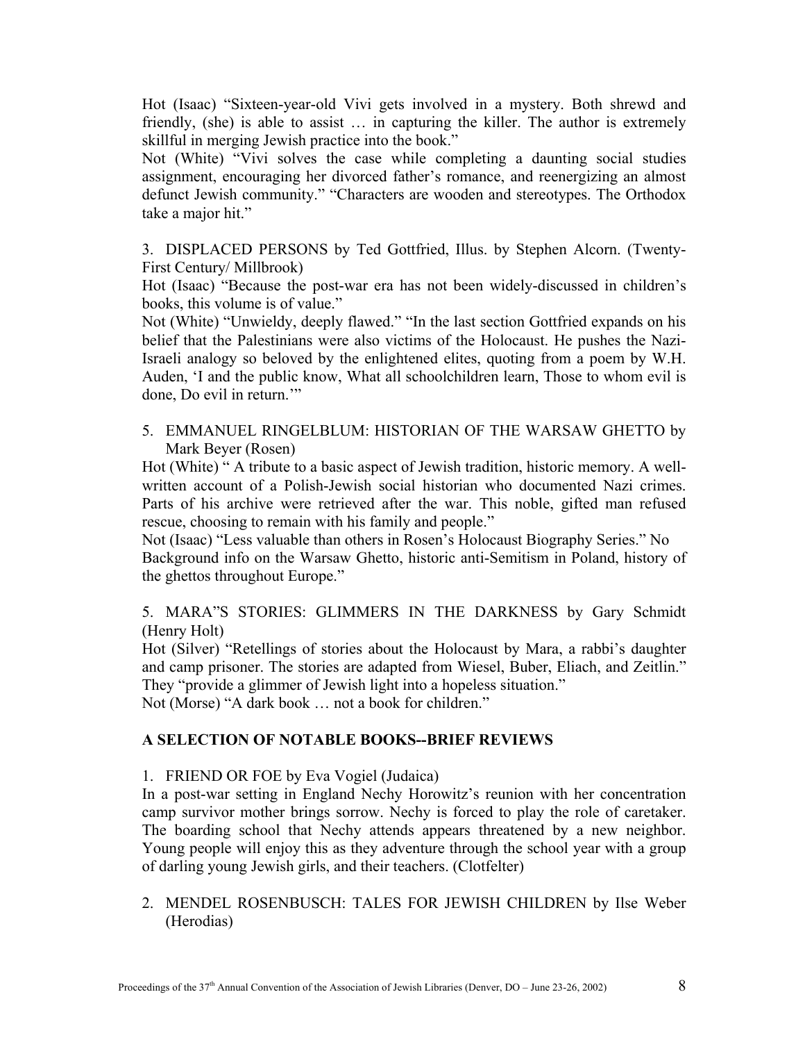Hot (Isaac) "Sixteen-year-old Vivi gets involved in a mystery. Both shrewd and friendly, (she) is able to assist … in capturing the killer. The author is extremely skillful in merging Jewish practice into the book."

Not (White) "Vivi solves the case while completing a daunting social studies assignment, encouraging her divorced father's romance, and reenergizing an almost defunct Jewish community." "Characters are wooden and stereotypes. The Orthodox take a major hit."

3. DISPLACED PERSONS by Ted Gottfried, Illus. by Stephen Alcorn. (Twenty-First Century/ Millbrook)

Hot (Isaac) "Because the post-war era has not been widely-discussed in children's books, this volume is of value."

Not (White) "Unwieldy, deeply flawed." "In the last section Gottfried expands on his belief that the Palestinians were also victims of the Holocaust. He pushes the Nazi-Israeli analogy so beloved by the enlightened elites, quoting from a poem by W.H. Auden, 'I and the public know, What all schoolchildren learn, Those to whom evil is done, Do evil in return.'"

5. EMMANUEL RINGELBLUM: HISTORIAN OF THE WARSAW GHETTO by Mark Beyer (Rosen)

Hot (White) " A tribute to a basic aspect of Jewish tradition, historic memory. A well-written account of a Polish-Jewish social historian who documented Nazi crimes. Parts of his archive were retrieved after the war. This noble, gifted man refused rescue, choosing to remain with his family and people."

Not (Isaac) "Less valuable than others in Rosen's Holocaust Biography Series." No Background info on the Warsaw Ghetto, historic anti-Semitism in Poland, history of the ghettos throughout Europe."

5. MARA"S STORIES: GLIMMERS IN THE DARKNESS by Gary Schmidt (Henry Holt)

Hot (Silver) "Retellings of stories about the Holocaust by Mara, a rabbi's daughter and camp prisoner. The stories are adapted from Wiesel, Buber, Eliach, and Zeitlin." They "provide a glimmer of Jewish light into a hopeless situation."

Not (Morse) "A dark book … not a book for children."

**A SELECTION OF NOTABLE BOOKS--BRIEF REVIEWS**

1. FRIEND OR FOE by Eva Vogiel (Judaica)

In a post-war setting in England Nechy Horowitz's reunion with her concentration camp survivor mother brings sorrow. Nechy is forced to play the role of caretaker. The boarding school that Nechy attends appears threatened by a new neighbor. Young people will enjoy this as they adventure through the school year with a group of darling young Jewish girls, and their teachers. (Clotfelter)

2. MENDEL ROSENBUSCH: TALES FOR JEWISH CHILDREN by Ilse Weber (Herodias)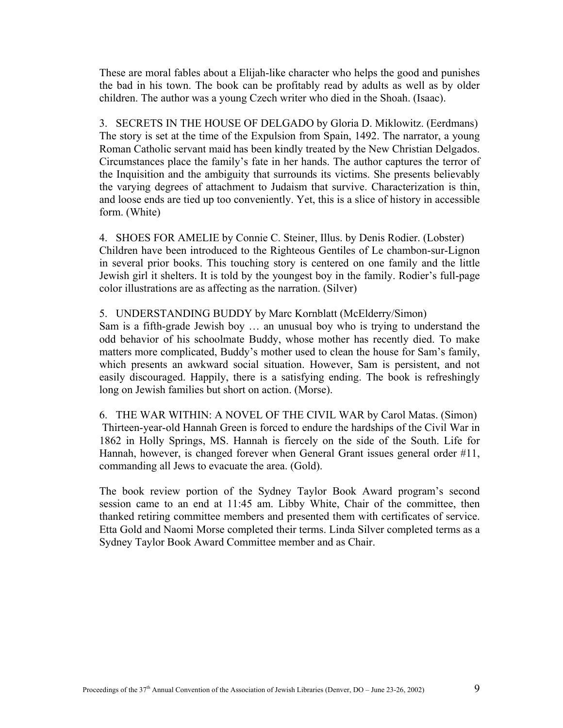These are moral fables about a Elijah-like character who helps the good and punishes the bad in his town. The book can be profitably read by adults as well as by older children. The author was a young Czech writer who died in the Shoah. (Isaac).

3. SECRETS IN THE HOUSE OF DELGADO by Gloria D. Miklowitz. (Eerdmans)
The story is set at the time of the Expulsion from Spain, 1492. The narrator, a young Roman Catholic servant maid has been kindly treated by the New Christian Delgados. Circumstances place the family's fate in her hands. The author captures the terror of the Inquisition and the ambiguity that surrounds its victims. She presents believably the varying degrees of attachment to Judaism that survive. Characterization is thin, and loose ends are tied up too conveniently. Yet, this is a slice of history in accessible form. (White)

4. SHOES FOR AMELIE by Connie C. Steiner, Illus. by Denis Rodier. (Lobster)
Children have been introduced to the Righteous Gentiles of Le chambon-sur-Lignon in several prior books. This touching story is centered on one family and the little Jewish girl it shelters. It is told by the youngest boy in the family. Rodier's full-page color illustrations are as affecting as the narration. (Silver)

5. UNDERSTANDING BUDDY by Marc Kornblatt (McElderry/Simon)
Sam is a fifth-grade Jewish boy … an unusual boy who is trying to understand the odd behavior of his schoolmate Buddy, whose mother has recently died. To make matters more complicated, Buddy's mother used to clean the house for Sam's family, which presents an awkward social situation. However, Sam is persistent, and not easily discouraged. Happily, there is a satisfying ending. The book is refreshingly long on Jewish families but short on action. (Morse).

6. THE WAR WITHIN: A NOVEL OF THE CIVIL WAR by Carol Matas. (Simon)
Thirteen-year-old Hannah Green is forced to endure the hardships of the Civil War in 1862 in Holly Springs, MS. Hannah is fiercely on the side of the South. Life for Hannah, however, is changed forever when General Grant issues general order #11, commanding all Jews to evacuate the area. (Gold).

The book review portion of the Sydney Taylor Book Award program's second session came to an end at 11:45 am. Libby White, Chair of the committee, then thanked retiring committee members and presented them with certificates of service. Etta Gold and Naomi Morse completed their terms. Linda Silver completed terms as a Sydney Taylor Book Award Committee member and as Chair.